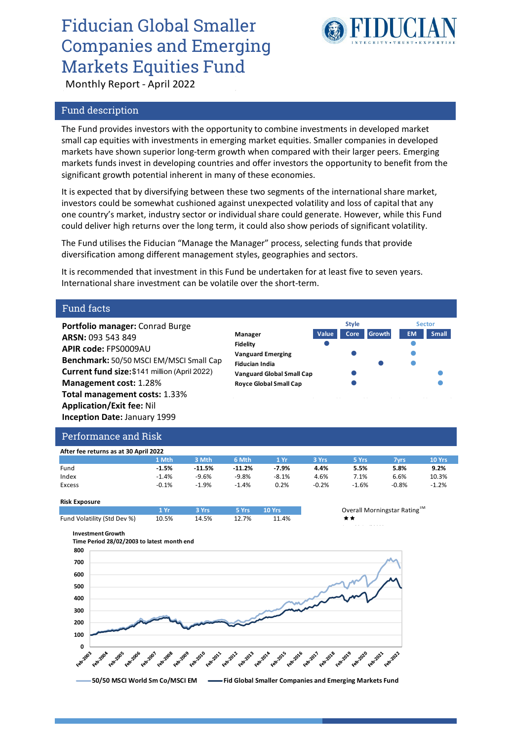# Fiducian Global Smaller Companies and Emerging Markets Equities Fund

Monthly Report - April 2022

## Fund description

The Fund provides investors with the opportunity to combine investments in developed market small cap equities with investments in emerging market equities. Smaller companies in developed markets have shown superior long-term growth when compared with their larger peers. Emerging markets funds invest in developing countries and offer investors the opportunity to benefit from the significant growth potential inherent in many of these economies.

It is expected that by diversifying between these two segments of the international share market, investors could be somewhat cushioned against unexpected volatility and loss of capital that any one country's market, industry sector or individual share could generate. However, while this Fund could deliver high returns over the long term, it could also show periods of significant volatility.

The Fund utilises the Fiducian "Manage the Manager" process, selecting funds that provide diversification among different management styles, geographies and sectors.

It is recommended that investment in this Fund be undertaken for at least five to seven years. International share investment can be volatile over the short-term.

## Fund facts

**Portfolio manager:** Conrad Burge
**ARSN:** 093 543 849
**APIR code:** FPS0009AU
**Benchmark:** 50/50 MSCI EM/MSCI Small Cap
**Current fund size:** $141 million (April 2022)
**Management cost:** 1.28%
**Total management costs:** 1.33%
**Application/Exit fee:** Nil
**Inception Date:** January 1999

| | Style | | | Sector | |
|---|---|---|---|---|---|
| Manager | Value | Core | Growth | EM | Small |
| Fidelity | ● | | | ● | |
| Vanguard Emerging | | ● | | ● | |
| Fiducian India | | | ● | ● | |
| Vanguard Global Small Cap | | ● | | | ● |
| Royce Global Small Cap | | ● | | | ● |

## Performance and Risk

After fee returns as at 30 April 2022

| | 1 Mth | 3 Mth | 6 Mth | 1 Yr | 3 Yrs | 5 Yrs | 7yrs | 10 Yrs |
|---|---|---|---|---|---|---|---|---|
| Fund | **-1.5%** | **-11.5%** | **-11.2%** | **-7.9%** | **4.4%** | **5.5%** | **5.8%** | **9.2%** |
| Index | -1.4% | -9.6% | -9.8% | -8.1% | 4.6% | 7.1% | 6.6% | 10.3% |
| Excess | -0.1% | -1.9% | -1.4% | 0.2% | -0.2% | -1.6% | -0.8% | -1.2% |

**Risk Exposure**

| | 1 Yr | 3 Yrs | 5 Yrs | 10 Yrs |
|---|---|---|---|---|
| Fund Volatility (Std Dev %) | 10.5% | 14.5% | 12.7% | 11.4% |

Overall Morningstar Rating™
★★

Investment Growth
Time Period 28/02/2003 to latest month end

800
700
600
500
400
300
200
100
0

Feb-2003, Feb-2004, Feb-2005, Feb-2006, Feb-2007, Feb-2008, Feb-2009, Feb-2010, Feb-2011, Feb-2012, Feb-2013, Feb-2014, Feb-2015, Feb-2016, Feb-2017, Feb-2018, Feb-2019, Feb-2020, Feb-2021, Feb-2022

50/50 MSCI World Sm Co/MSCI EM
Fid Global Smaller Companies and Emerging Markets Fund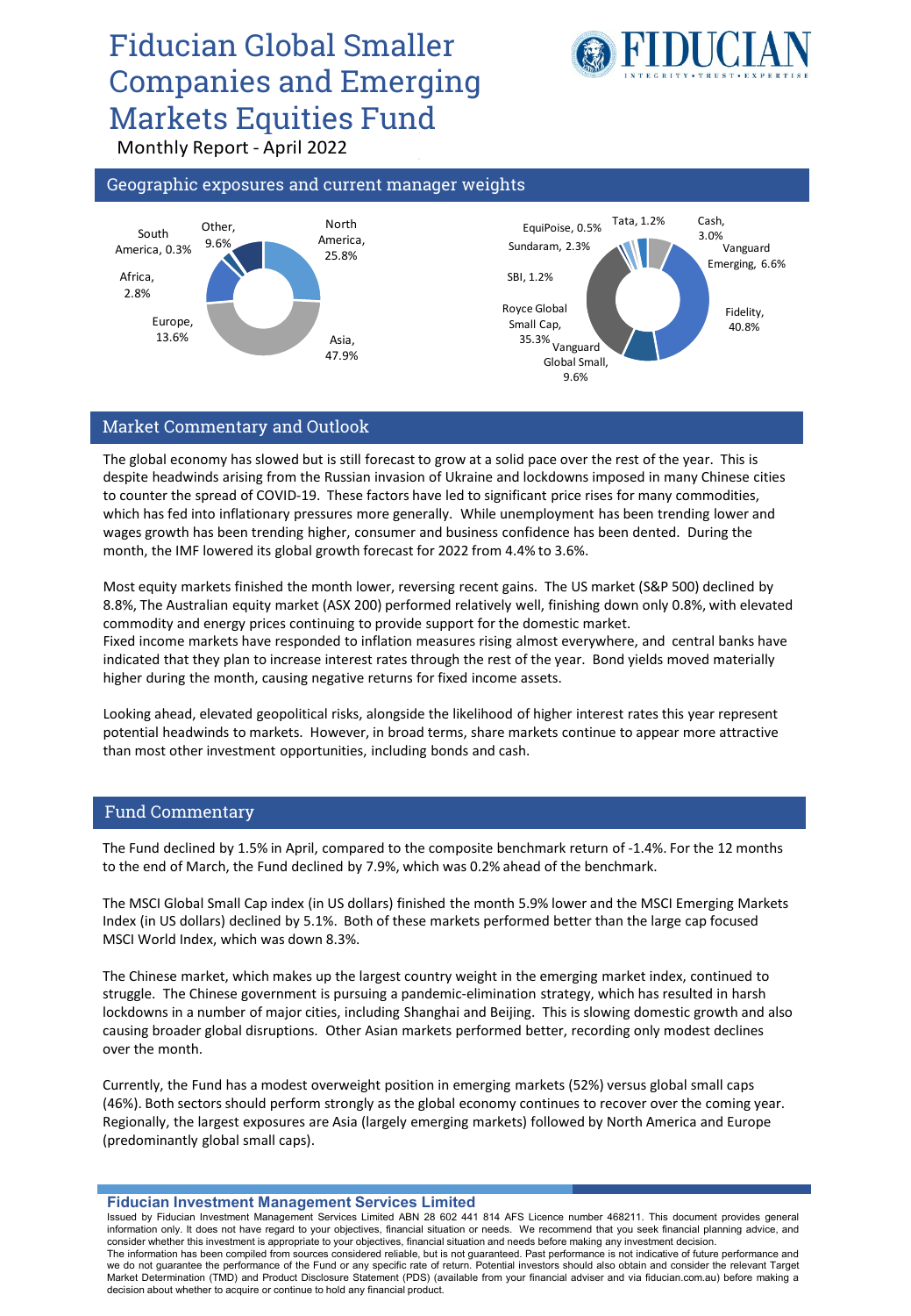# Fiducian Global Smaller Companies and Emerging Markets Equities Fund

Monthly Report - April 2022

FIDUCIAN
INTEGRITY • TRUST • EXPERTISE

## Geographic exposures and current manager weights

North America, 25.8%
Asia, 47.9%
Europe, 13.6%
Africa, 2.8%
South America, 0.3%
Other, 9.6%

Tata, 1.2%
Cash, 3.0%
Vanguard Emerging, 6.6%
Fidelity, 40.8%
Vanguard Global Small, 9.6%
Royce Global Small Cap, 35.3%
SBI, 1.2%
Sundaram, 2.3%
EquiPoise, 0.5%

## Market Commentary and Outlook

The global economy has slowed but is still forecast to grow at a solid pace over the rest of the year. This is despite headwinds arising from the Russian invasion of Ukraine and lockdowns imposed in many Chinese cities to counter the spread of COVID-19. These factors have led to significant price rises for many commodities, which has fed into inflationary pressures more generally. While unemployment has been trending lower and wages growth has been trending higher, consumer and business confidence has been dented. During the month, the IMF lowered its global growth forecast for 2022 from 4.4% to 3.6%.

Most equity markets finished the month lower, reversing recent gains. The US market (S&P 500) declined by 8.8%, The Australian equity market (ASX 200) performed relatively well, finishing down only 0.8%, with elevated commodity and energy prices continuing to provide support for the domestic market.
Fixed income markets have responded to inflation measures rising almost everywhere, and central banks have indicated that they plan to increase interest rates through the rest of the year. Bond yields moved materially higher during the month, causing negative returns for fixed income assets.

Looking ahead, elevated geopolitical risks, alongside the likelihood of higher interest rates this year represent potential headwinds to markets. However, in broad terms, share markets continue to appear more attractive than most other investment opportunities, including bonds and cash.

## Fund Commentary

The Fund declined by 1.5% in April, compared to the composite benchmark return of -1.4%. For the 12 months to the end of March, the Fund declined by 7.9%, which was 0.2% ahead of the benchmark.

The MSCI Global Small Cap index (in US dollars) finished the month 5.9% lower and the MSCI Emerging Markets Index (in US dollars) declined by 5.1%. Both of these markets performed better than the large cap focused MSCI World Index, which was down 8.3%.

The Chinese market, which makes up the largest country weight in the emerging market index, continued to struggle. The Chinese government is pursuing a pandemic-elimination strategy, which has resulted in harsh lockdowns in a number of major cities, including Shanghai and Beijing. This is slowing domestic growth and also causing broader global disruptions. Other Asian markets performed better, recording only modest declines over the month.

Currently, the Fund has a modest overweight position in emerging markets (52%) versus global small caps (46%). Both sectors should perform strongly as the global economy continues to recover over the coming year. Regionally, the largest exposures are Asia (largely emerging markets) followed by North America and Europe (predominantly global small caps).

**Fiducian Investment Management Services Limited**

Issued by Fiducian Investment Management Services Limited ABN 28 602 441 814 AFS Licence number 468211. This document provides general information only. It does not have regard to your objectives, financial situation or needs. We recommend that you seek financial planning advice, and consider whether this investment is appropriate to your objectives, financial situation and needs before making any investment decision.
The information has been compiled from sources considered reliable, but is not guaranteed. Past performance is not indicative of future performance and we do not guarantee the performance of the Fund or any specific rate of return. Potential investors should also obtain and consider the relevant Target Market Determination (TMD) and Product Disclosure Statement (PDS) (available from your financial adviser and via fiducian.com.au) before making a decision about whether to acquire or continue to hold any financial product.